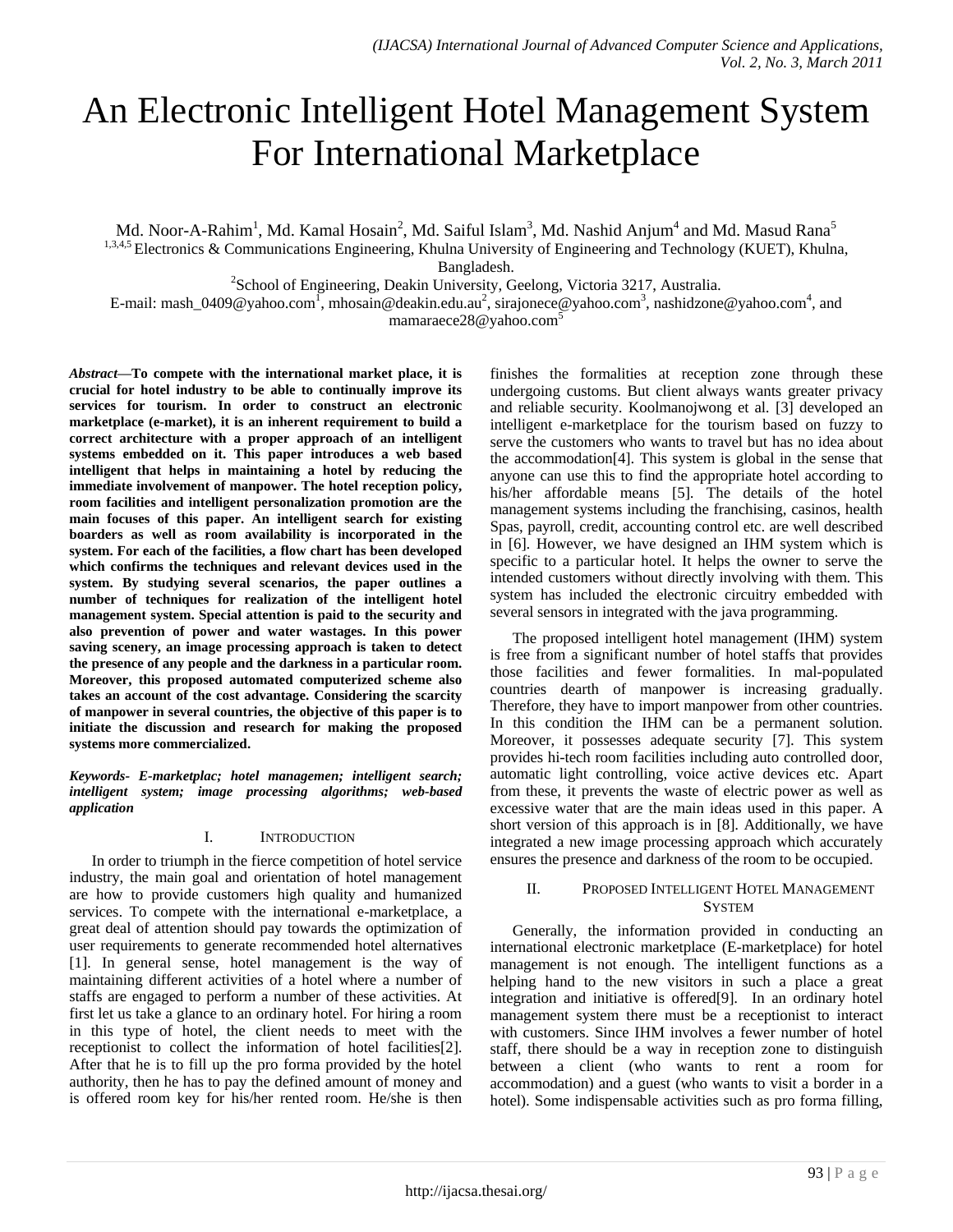# An Electronic Intelligent Hotel Management System For International Marketplace

Md. Noor-A-Rahim[1], Md. Kamal Hosain[2], Md. Saiful Islam[3], Md. Nashid Anjum[4] and Md. Masud Rana[5]

[1,3,4,5] Electronics & Communications Engineering, Khulna University of Engineering and Technology (KUET), Khulna, Bangladesh.

[2]School of Engineering, Deakin University, Geelong, Victoria 3217, Australia.

E-mail: mash_0409@yahoo.com[1], mhosain@deakin.edu.au[2], sirajonece@yahoo.com[3], nashidzone@yahoo.com[4], and mamaraece28@yahoo.com[5]

***Abstract*—To compete with the international market place, it is crucial for hotel industry to be able to continually improve its services for tourism. In order to construct an electronic marketplace (e-market), it is an inherent requirement to build a correct architecture with a proper approach of an intelligent systems embedded on it. This paper introduces a web based intelligent that helps in maintaining a hotel by reducing the immediate involvement of manpower. The hotel reception policy, room facilities and intelligent personalization promotion are the main focuses of this paper. An intelligent search for existing boarders as well as room availability is incorporated in the system. For each of the facilities, a flow chart has been developed which confirms the techniques and relevant devices used in the system. By studying several scenarios, the paper outlines a number of techniques for realization of the intelligent hotel management system. Special attention is paid to the security and also prevention of power and water wastages. In this power saving scenery, an image processing approach is taken to detect the presence of any people and the darkness in a particular room. Moreover, this proposed automated computerized scheme also takes an account of the cost advantage. Considering the scarcity of manpower in several countries, the objective of this paper is to initiate the discussion and research for making the proposed systems more commercialized.**

***Keywords- E-marketplac; hotel managemen; intelligent search; intelligent system; image processing algorithms; web-based application***

## I. Introduction

In order to triumph in the fierce competition of hotel service industry, the main goal and orientation of hotel management are how to provide customers high quality and humanized services. To compete with the international e-marketplace, a great deal of attention should pay towards the optimization of user requirements to generate recommended hotel alternatives [1]. In general sense, hotel management is the way of maintaining different activities of a hotel where a number of staffs are engaged to perform a number of these activities. At first let us take a glance to an ordinary hotel. For hiring a room in this type of hotel, the client needs to meet with the receptionist to collect the information of hotel facilities[2]. After that he is to fill up the pro forma provided by the hotel authority, then he has to pay the defined amount of money and is offered room key for his/her rented room. He/she is then finishes the formalities at reception zone through these undergoing customs. But client always wants greater privacy and reliable security. Koolmanojwong et al. [3] developed an intelligent e-marketplace for the tourism based on fuzzy to serve the customers who wants to travel but has no idea about the accommodation[4]. This system is global in the sense that anyone can use this to find the appropriate hotel according to his/her affordable means [5]. The details of the hotel management systems including the franchising, casinos, health Spas, payroll, credit, accounting control etc. are well described in [6]. However, we have designed an IHM system which is specific to a particular hotel. It helps the owner to serve the intended customers without directly involving with them. This system has included the electronic circuitry embedded with several sensors in integrated with the java programming.

The proposed intelligent hotel management (IHM) system is free from a significant number of hotel staffs that provides those facilities and fewer formalities. In mal-populated countries dearth of manpower is increasing gradually. Therefore, they have to import manpower from other countries. In this condition the IHM can be a permanent solution. Moreover, it possesses adequate security [7]. This system provides hi-tech room facilities including auto controlled door, automatic light controlling, voice active devices etc. Apart from these, it prevents the waste of electric power as well as excessive water that are the main ideas used in this paper. A short version of this approach is in [8]. Additionally, we have integrated a new image processing approach which accurately ensures the presence and darkness of the room to be occupied.

## II. Proposed Intelligent Hotel Management System

Generally, the information provided in conducting an international electronic marketplace (E-marketplace) for hotel management is not enough. The intelligent functions as a helping hand to the new visitors in such a place a great integration and initiative is offered[9]. In an ordinary hotel management system there must be a receptionist to interact with customers. Since IHM involves a fewer number of hotel staff, there should be a way in reception zone to distinguish between a client (who wants to rent a room for accommodation) and a guest (who wants to visit a border in a hotel). Some indispensable activities such as pro forma filling,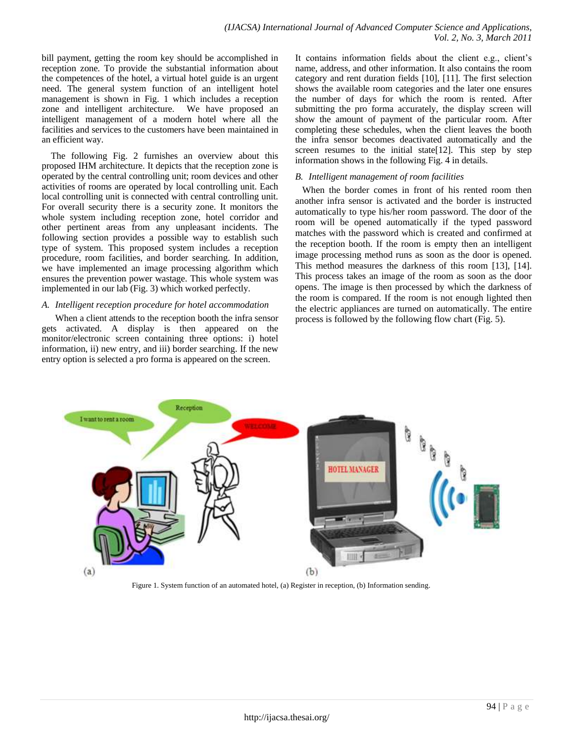bill payment, getting the room key should be accomplished in reception zone. To provide the substantial information about the competences of the hotel, a virtual hotel guide is an urgent need. The general system function of an intelligent hotel management is shown in Fig. 1 which includes a reception zone and intelligent architecture. We have proposed an intelligent management of a modern hotel where all the facilities and services to the customers have been maintained in an efficient way.

The following Fig. 2 furnishes an overview about this proposed IHM architecture. It depicts that the reception zone is operated by the central controlling unit; room devices and other activities of rooms are operated by local controlling unit. Each local controlling unit is connected with central controlling unit. For overall security there is a security zone. It monitors the whole system including reception zone, hotel corridor and other pertinent areas from any unpleasant incidents. The following section provides a possible way to establish such type of system. This proposed system includes a reception procedure, room facilities, and border searching. In addition, we have implemented an image processing algorithm which ensures the prevention power wastage. This whole system was implemented in our lab (Fig. 3) which worked perfectly.

### *A. Intelligent reception procedure for hotel accommodation*

When a client attends to the reception booth the infra sensor gets activated. A display is then appeared on the monitor/electronic screen containing three options: i) hotel information, ii) new entry, and iii) border searching. If the new entry option is selected a pro forma is appeared on the screen. It contains information fields about the client e.g., client's name, address, and other information. It also contains the room category and rent duration fields [10], [11]. The first selection shows the available room categories and the later one ensures the number of days for which the room is rented. After submitting the pro forma accurately, the display screen will show the amount of payment of the particular room. After completing these schedules, when the client leaves the booth the infra sensor becomes deactivated automatically and the screen resumes to the initial state[12]. This step by step information shows in the following Fig. 4 in details.

### *B. Intelligent management of room facilities*

When the border comes in front of his rented room then another infra sensor is activated and the border is instructed automatically to type his/her room password. The door of the room will be opened automatically if the typed password matches with the password which is created and confirmed at the reception booth. If the room is empty then an intelligent image processing method runs as soon as the door is opened. This method measures the darkness of this room [13], [14]. This process takes an image of the room as soon as the door opens. The image is then processed by which the darkness of the room is compared. If the room is not enough lighted then the electric appliances are turned on automatically. The entire process is followed by the following flow chart (Fig. 5).

Figure 1. System function of an automated hotel, (a) Register in reception, (b) Information sending.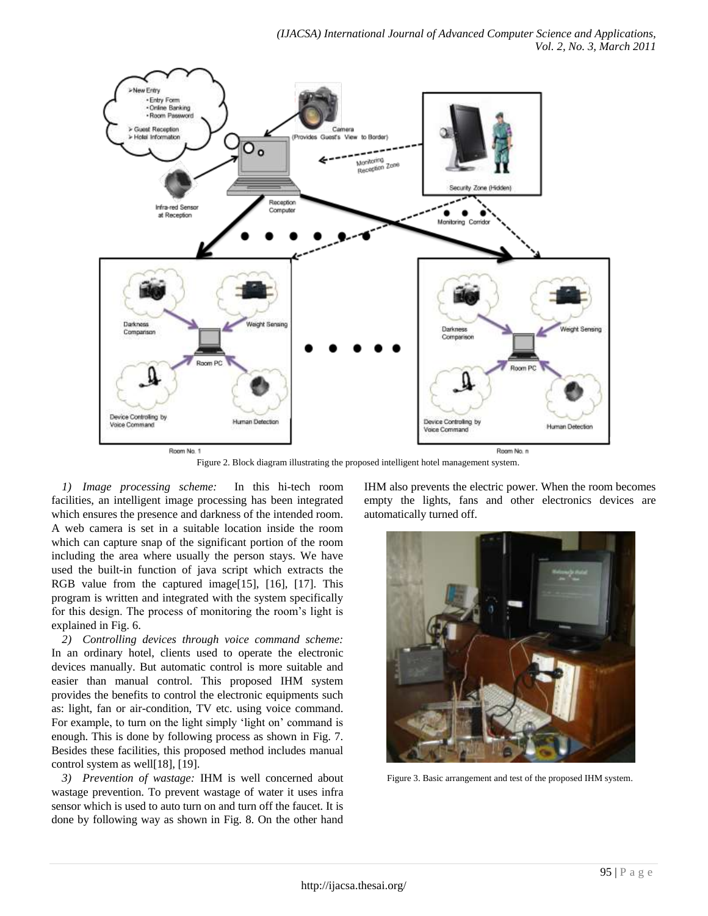Figure 2. Block diagram illustrating the proposed intelligent hotel management system.

*1) Image processing scheme:* In this hi-tech room facilities, an intelligent image processing has been integrated which ensures the presence and darkness of the intended room. A web camera is set in a suitable location inside the room which can capture snap of the significant portion of the room including the area where usually the person stays. We have used the built-in function of java script which extracts the RGB value from the captured image[15], [16], [17]. This program is written and integrated with the system specifically for this design. The process of monitoring the room's light is explained in Fig. 6.

*2) Controlling devices through voice command scheme:* In an ordinary hotel, clients used to operate the electronic devices manually. But automatic control is more suitable and easier than manual control. This proposed IHM system provides the benefits to control the electronic equipments such as: light, fan or air-condition, TV etc. using voice command. For example, to turn on the light simply 'light on' command is enough. This is done by following process as shown in Fig. 7. Besides these facilities, this proposed method includes manual control system as well[18], [19].

*3) Prevention of wastage:* IHM is well concerned about wastage prevention. To prevent wastage of water it uses infra sensor which is used to auto turn on and turn off the faucet. It is done by following way as shown in Fig. 8. On the other hand IHM also prevents the electric power. When the room becomes empty the lights, fans and other electronics devices are automatically turned off.

Figure 3. Basic arrangement and test of the proposed IHM system.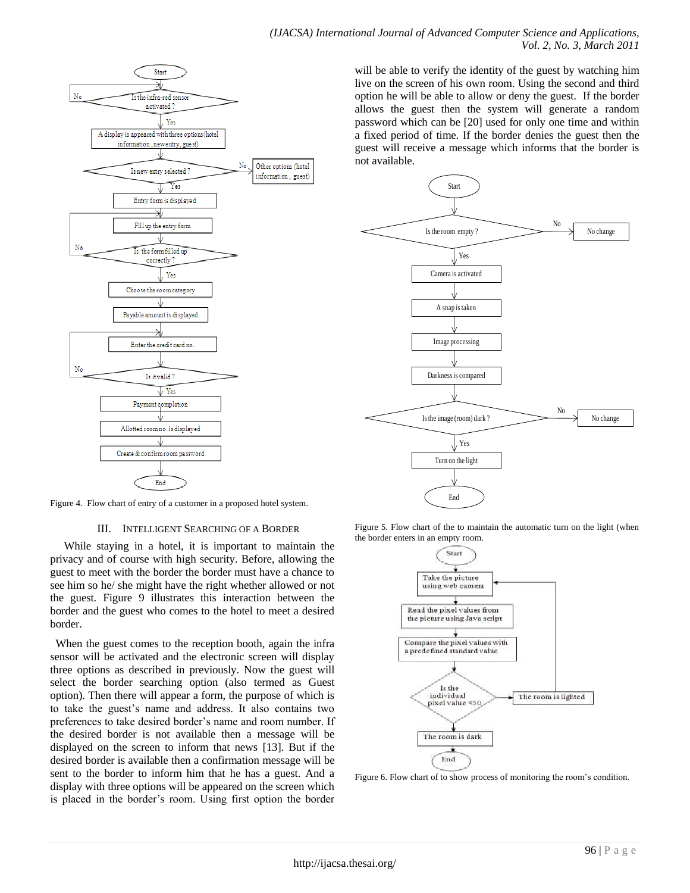Figure 4. Flow chart of entry of a customer in a proposed hotel system.

## III. INTELLIGENT SEARCHING OF A BORDER

While staying in a hotel, it is important to maintain the privacy and of course with high security. Before, allowing the guest to meet with the border the border must have a chance to see him so he/ she might have the right whether allowed or not the guest. Figure 9 illustrates this interaction between the border and the guest who comes to the hotel to meet a desired border.

When the guest comes to the reception booth, again the infra sensor will be activated and the electronic screen will display three options as described in previously. Now the guest will select the border searching option (also termed as Guest option). Then there will appear a form, the purpose of which is to take the guest's name and address. It also contains two preferences to take desired border's name and room number. If the desired border is not available then a message will be displayed on the screen to inform that news [13]. But if the desired border is available then a confirmation message will be sent to the border to inform him that he has a guest. And a display with three options will be appeared on the screen which is placed in the border's room. Using first option the border will be able to verify the identity of the guest by watching him live on the screen of his own room. Using the second and third option he will be able to allow or deny the guest. If the border allows the guest then the system will generate a random password which can be [20] used for only one time and within a fixed period of time. If the border denies the guest then the guest will receive a message which informs that the border is not available.

Figure 5. Flow chart of the to maintain the automatic turn on the light (when the border enters in an empty room.

Figure 6. Flow chart of to show process of monitoring the room's condition.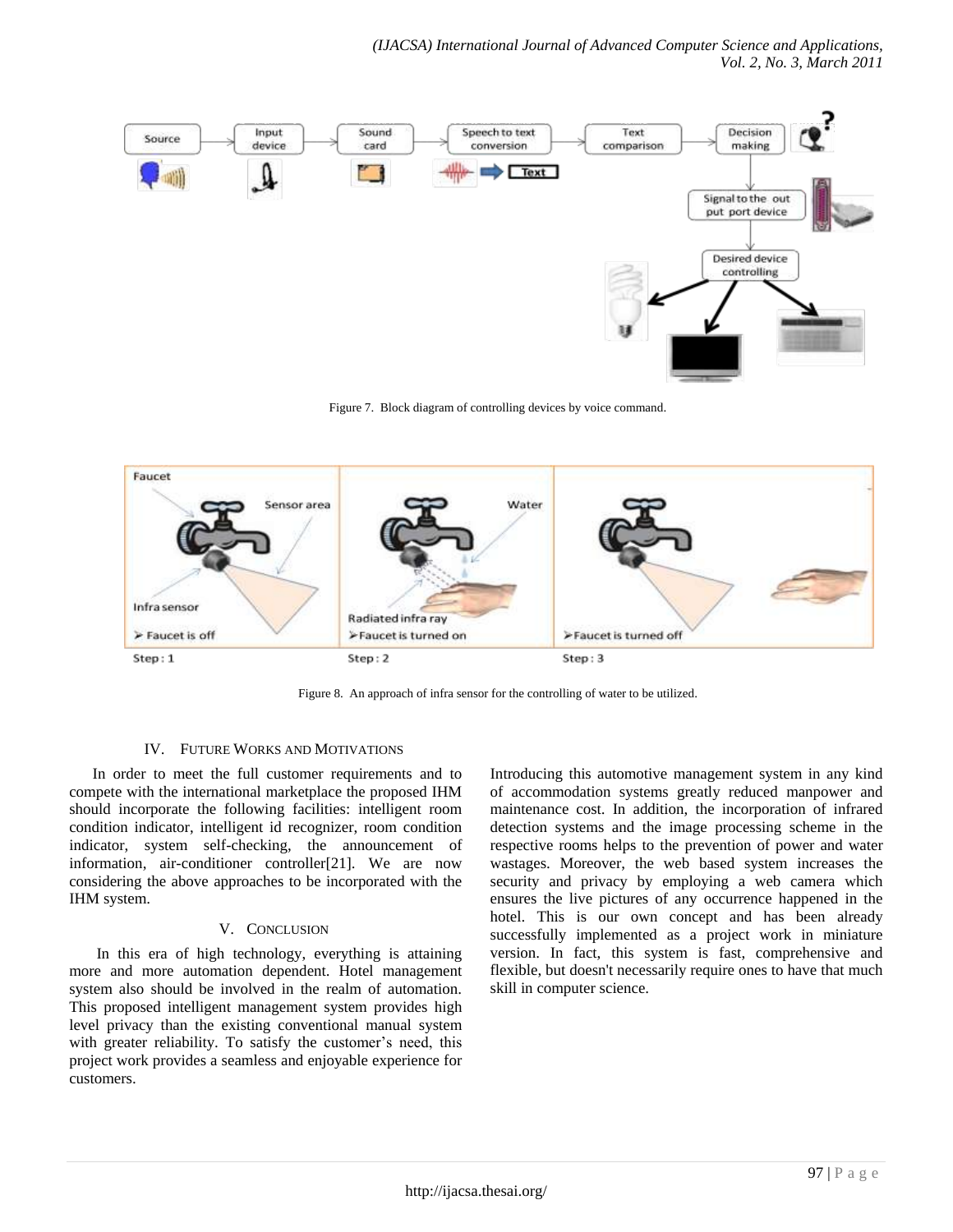Figure 7. Block diagram of controlling devices by voice command.

Figure 8. An approach of infra sensor for the controlling of water to be utilized.

## IV. FUTURE WORKS AND MOTIVATIONS

In order to meet the full customer requirements and to compete with the international marketplace the proposed IHM should incorporate the following facilities: intelligent room condition indicator, intelligent id recognizer, room condition indicator, system self-checking, the announcement of information, air-conditioner controller[21]. We are now considering the above approaches to be incorporated with the IHM system.

## V. CONCLUSION

In this era of high technology, everything is attaining more and more automation dependent. Hotel management system also should be involved in the realm of automation. This proposed intelligent management system provides high level privacy than the existing conventional manual system with greater reliability. To satisfy the customer's need, this project work provides a seamless and enjoyable experience for customers.

Introducing this automotive management system in any kind of accommodation systems greatly reduced manpower and maintenance cost. In addition, the incorporation of infrared detection systems and the image processing scheme in the respective rooms helps to the prevention of power and water wastages. Moreover, the web based system increases the security and privacy by employing a web camera which ensures the live pictures of any occurrence happened in the hotel. This is our own concept and has been already successfully implemented as a project work in miniature version. In fact, this system is fast, comprehensive and flexible, but doesn't necessarily require ones to have that much skill in computer science.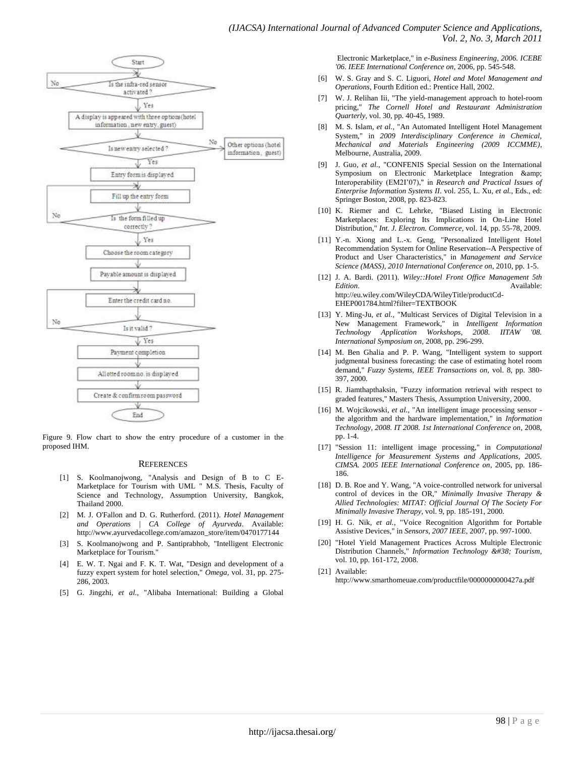Start

Is the infra-red sensor activated?

No

Yes

A display is appeared with three options(hotel information, new entry, guest)

Is new entry selected?

No

Other options (hotel information, guest)

Yes

Entry form is displayed

Fill up the entry form

Is the form filled up correctly?

No

Yes

Choose the room category

Payable amount is displayed

Enter the credit card no.

Is it valid?

No

Yes

Payment completion

Allotted room no. is displayed

Create & confirm room password

End

Figure 9. Flow chart to show the entry procedure of a customer in the proposed IHM.

## REFERENCES

[1] S. Koolmanojwong, "Analysis and Design of B to C E-Marketplace for Tourism with UML " M.S. Thesis, Faculty of Science and Technology, Assumption University, Bangkok, Thailand 2000.

[2] M. J. O'Fallon and D. G. Rutherford. (2011). *Hotel Management and Operations | CA College of Ayurveda*. Available: http://www.ayurvedacollege.com/amazon_store/item/0470177144

[3] S. Koolmanojwong and P. Santiprabhob, "Intelligent Electronic Marketplace for Tourism."

[4] E. W. T. Ngai and F. K. T. Wat, "Design and development of a fuzzy expert system for hotel selection," *Omega,* vol. 31, pp. 275-286, 2003.

[5] G. Jingzhi, *et al.*, "Alibaba International: Building a Global Electronic Marketplace," in *e-Business Engineering, 2006. ICEBE '06. IEEE International Conference on*, 2006, pp. 545-548.

[6] W. S. Gray and S. C. Liguori, *Hotel and Motel Management and Operations*, Fourth Edition ed.: Prentice Hall, 2002.

[7] W. J. Relihan Iii, "The yield-management approach to hotel-room pricing," *The Cornell Hotel and Restaurant Administration Quarterly,* vol. 30, pp. 40-45, 1989.

[8] M. S. Islam, *et al.*, "An Automated Intelligent Hotel Management System," in *2009 Interdisciplinary Conference in Chemical, Mechanical and Materials Engineering (2009 ICCMME)*, Melbourne, Australia, 2009.

[9] J. Guo, *et al.*, "CONFENIS Special Session on the International Symposium on Electronic Marketplace Integration &amp; Interoperability (EM2I'07)," in *Research and Practical Issues of Enterprise Information Systems II*. vol. 255, L. Xu, *et al.*, Eds., ed: Springer Boston, 2008, pp. 823-823.

[10] K. Riemer and C. Lehrke, "Biased Listing in Electronic Marketplaces: Exploring Its Implications in On-Line Hotel Distribution," *Int. J. Electron. Commerce,* vol. 14, pp. 55-78, 2009.

[11] Y.-n. Xiong and L.-x. Geng, "Personalized Intelligent Hotel Recommendation System for Online Reservation--A Perspective of Product and User Characteristics," in *Management and Service Science (MASS), 2010 International Conference on*, 2010, pp. 1-5.

[12] J. A. Bardi. (2011). *Wiley::Hotel Front Office Management 5th Edition*. Available: http://eu.wiley.com/WileyCDA/WileyTitle/productCd-EHEP001784.html?filter=TEXTBOOK

[13] Y. Ming-Ju, *et al.*, "Multicast Services of Digital Television in a New Management Framework," in *Intelligent Information Technology Application Workshops, 2008. IITAW '08. International Symposium on*, 2008, pp. 296-299.

[14] M. Ben Ghalia and P. P. Wang, "Intelligent system to support judgmental business forecasting: the case of estimating hotel room demand," *Fuzzy Systems, IEEE Transactions on,* vol. 8, pp. 380-397, 2000.

[15] R. Jiamthapthaksin, "Fuzzy information retrieval with respect to graded features," Masters Thesis, Assumption University, 2000.

[16] M. Wojcikowski, *et al.*, "An intelligent image processing sensor - the algorithm and the hardware implementation," in *Information Technology, 2008. IT 2008. 1st International Conference on*, 2008, pp. 1-4.

[17] "Session 11: intelligent image processing," in *Computational Intelligence for Measurement Systems and Applications, 2005. CIMSA. 2005 IEEE International Conference on*, 2005, pp. 186-186.

[18] D. B. Roe and Y. Wang, "A voice-controlled network for universal control of devices in the OR," *Minimally Invasive Therapy & Allied Technologies: MITAT: Official Journal Of The Society For Minimally Invasive Therapy,* vol. 9, pp. 185-191, 2000.

[19] H. G. Nik, *et al.*, "Voice Recognition Algorithm for Portable Assistive Devices," in *Sensors, 2007 IEEE*, 2007, pp. 997-1000.

[20] "Hotel Yield Management Practices Across Multiple Electronic Distribution Channels," *Information Technology &#38; Tourism,* vol. 10, pp. 161-172, 2008.

[21] Available: http://www.smarthomeuae.com/productfile/0000000000427a.pdf